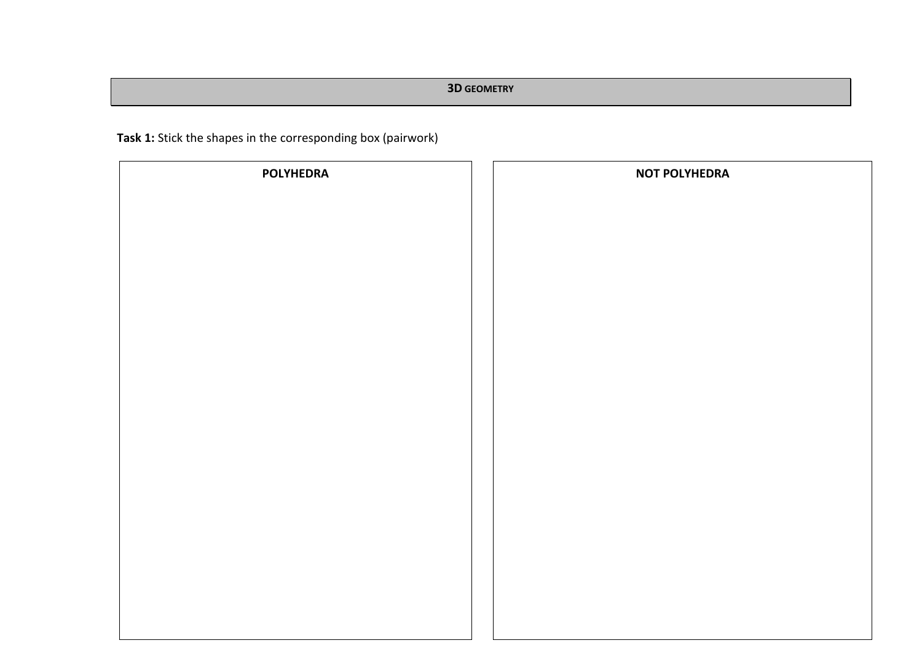# 3D GEOMETRY

**Task 1:** Stick the shapes in the corresponding box (pairwork)

| POLYHEDRA | NOT POLYHEDRA |
| --- | --- |
| | |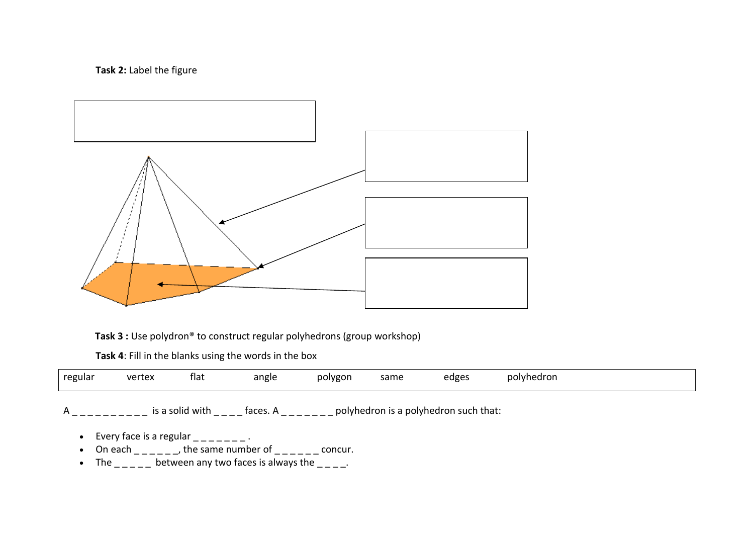**Task 2:** Label the figure

**Task 3 :** Use polydron® to construct regular polyhedrons (group workshop)

**Task 4**: Fill in the blanks using the words in the box

| regular | vertex | flat | angle | polygon | same | edges | polyhedron |
|---|---|---|---|---|---|---|---|

A _ _ _ _ _ _ _ _ _ _ _ is a solid with _ _ _ _ faces. A _ _ _ _ _ _ _ _ polyhedron is a polyhedron such that:

- Every face is a regular _ _ _ _ _ _ _ _ .
- On each _ _ _ _ _ _, the same number of _ _ _ _ _ _ concur.
- The _ _ _ _ _ between any two faces is always the _ _ _ _.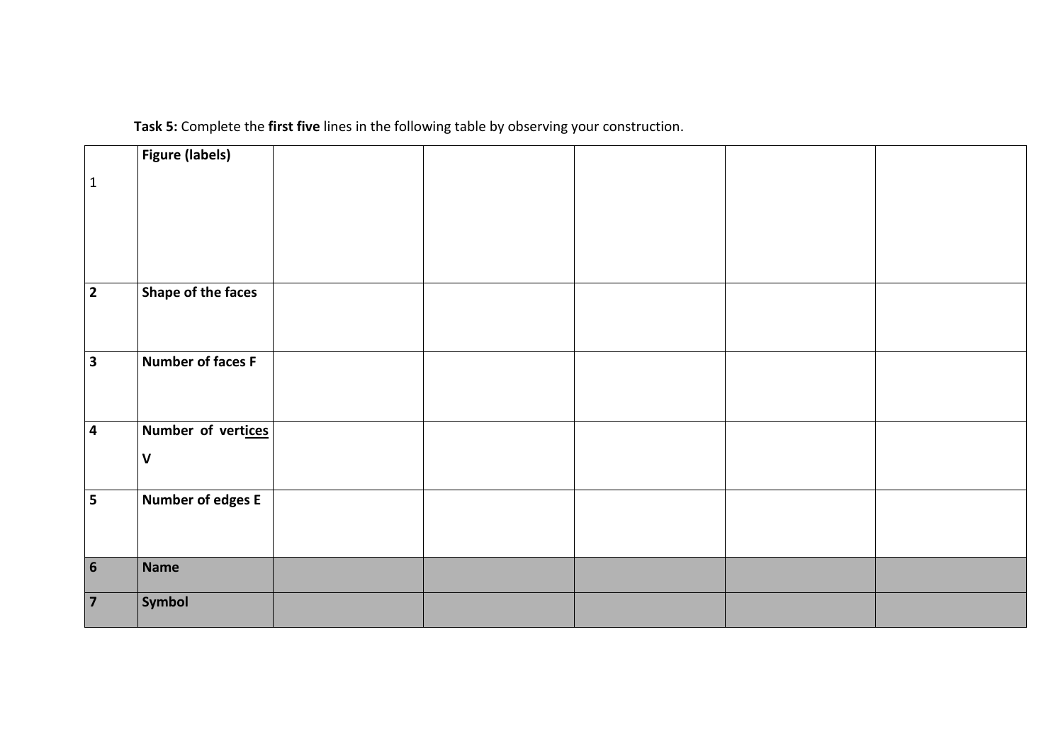**Task 5:** Complete the **first five** lines in the following table by observing your construction.

| | | | | | | |
|---|---|---|---|---|---|---|
| 1 | **Figure (labels)** | | | | | |
| **2** | **Shape of the faces** | | | | | |
| **3** | **Number of faces F** | | | | | |
| **4** | **Number of vertices V** | | | | | |
| **5** | **Number of edges E** | | | | | |
| **6** | **Name** | | | | | |
| **7** | **Symbol** | | | | | |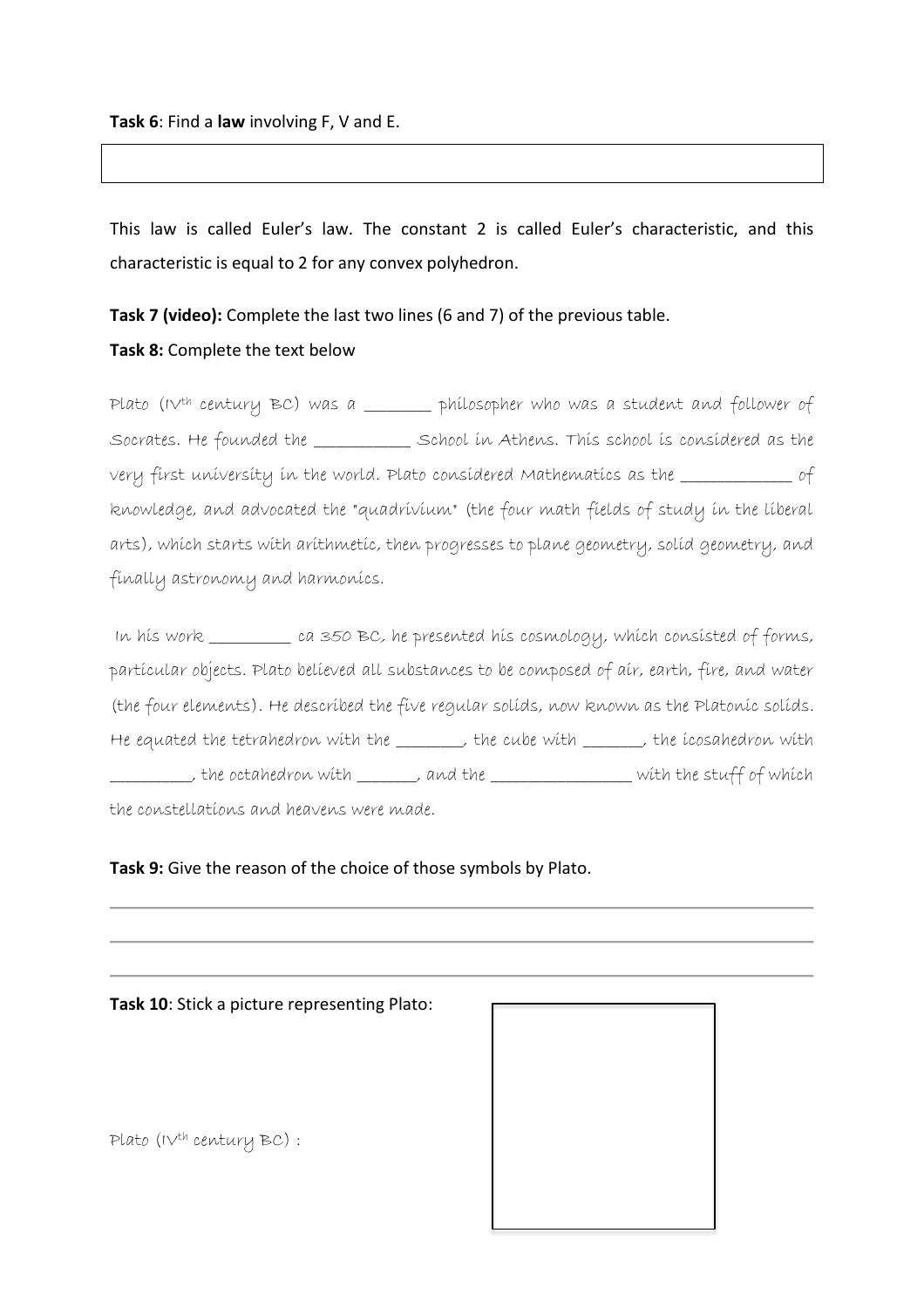**Task 6**: Find a **law** involving F, V and E.

|  |
|---|
|  |

This law is called Euler's law. The constant 2 is called Euler's characteristic, and this characteristic is equal to 2 for any convex polyhedron.

**Task 7 (video):** Complete the last two lines (6 and 7) of the previous table.

**Task 8:** Complete the text below

Plato ($IV^{th}$ century BC) was a _______ philosopher who was a student and follower of Socrates. He founded the __________ School in Athens. This school is considered as the very first university in the world. Plato considered Mathematics as the ____________ of knowledge, and advocated the "quadrivium" (the four math fields of study in the liberal arts), which starts with arithmetic, then progresses to plane geometry, solid geometry, and finally astronomy and harmonics.

In his work _________ ca 350 BC, he presented his cosmology, which consisted of forms, particular objects. Plato believed all substances to be composed of air, earth, fire, and water (the four elements). He described the five regular solids, now known as the Platonic solids. He equated the tetrahedron with the _______, the cube with ______, the icosahedron with _________, the octahedron with _______, and the ________________ with the stuff of which the constellations and heavens were made.

**Task 9:** Give the reason of the choice of those symbols by Plato.

___

___

___

**Task 10**: Stick a picture representing Plato:

Plato ($IV^{th}$ century BC) :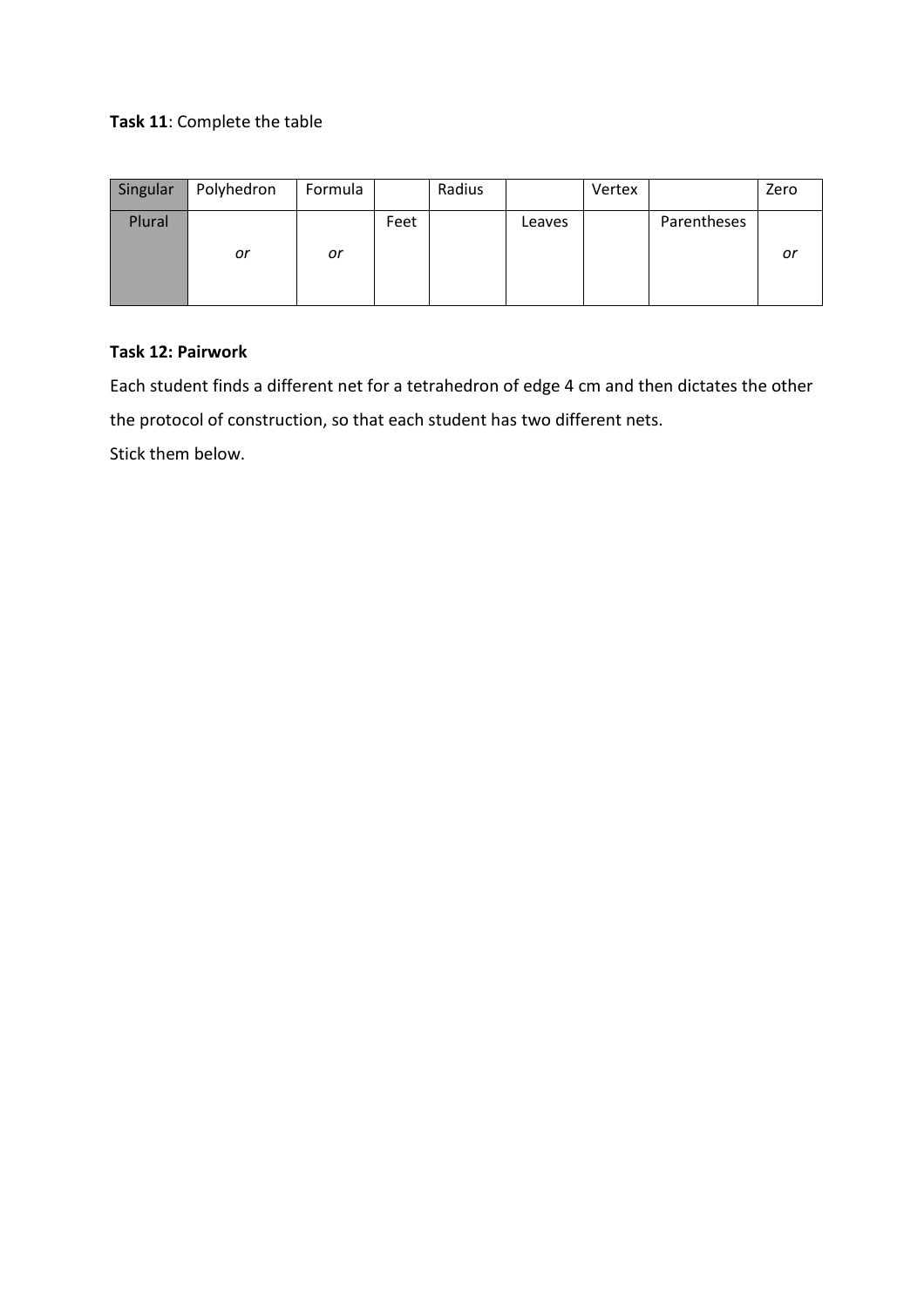**Task 11**: Complete the table

| Singular | Polyhedron | Formula | | Radius | | Vertex | | Zero |
|---|---|---|---|---|---|---|---|---|
| Plural | *or* | *or* | Feet | | Leaves | | Parentheses | *or* |

**Task 12: Pairwork**

Each student finds a different net for a tetrahedron of edge 4 cm and then dictates the other the protocol of construction, so that each student has two different nets.

Stick them below.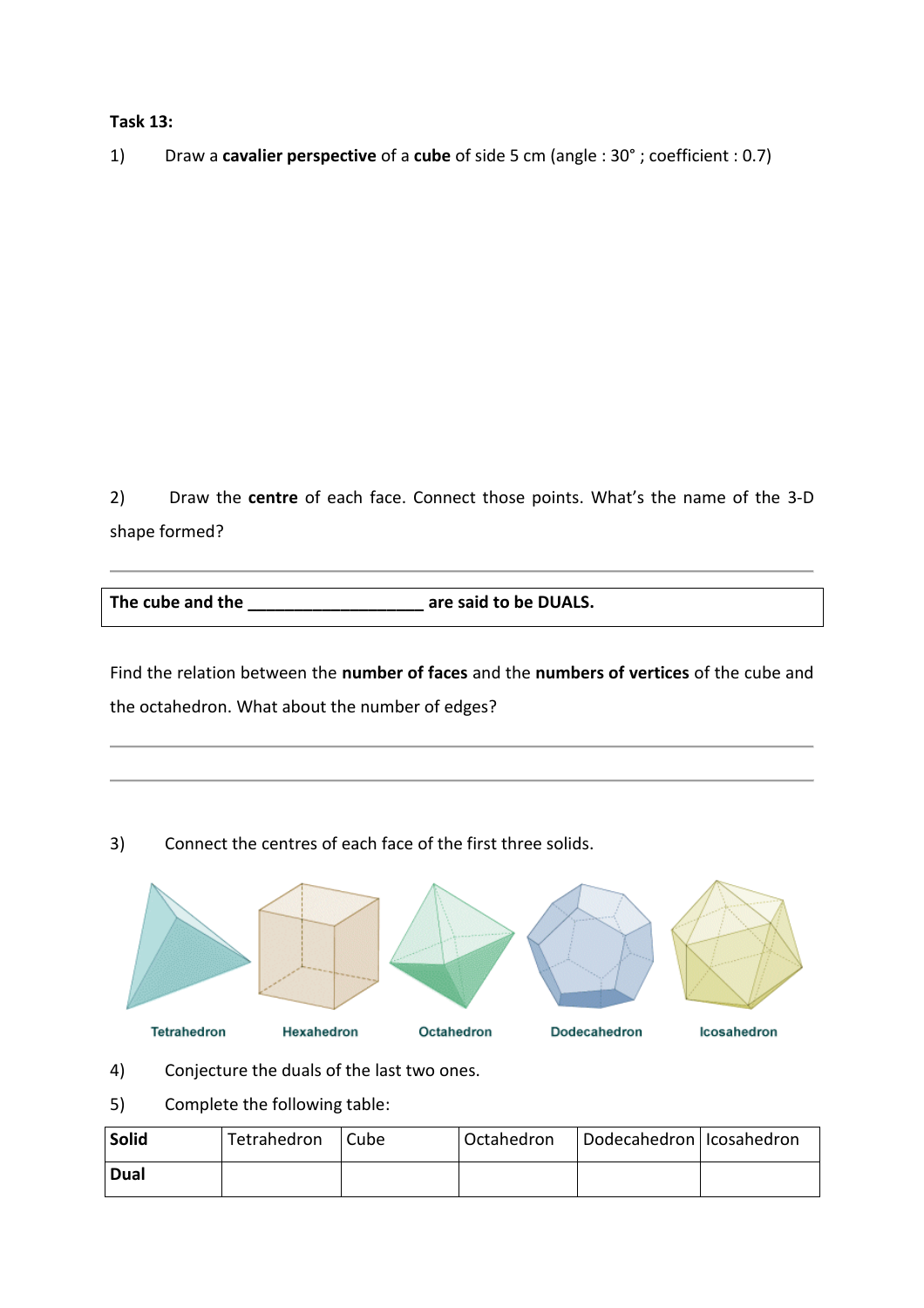**Task 13:**

1) Draw a **cavalier perspective** of a **cube** of side 5 cm (angle : 30° ; coefficient : 0.7)

2) Draw the **centre** of each face. Connect those points. What's the name of the 3-D shape formed?

---

**The cube and the ____________________ are said to be DUALS.**

Find the relation between the **number of faces** and the **numbers of vertices** of the cube and the octahedron. What about the number of edges?

---

---

3) Connect the centres of each face of the first three solids.

Tetrahedron

Hexahedron

Octahedron

Dodecahedron

Icosahedron

4) Conjecture the duals of the last two ones.

5) Complete the following table:

| **Solid** | Tetrahedron | Cube | Octahedron | Dodecahedron | Icosahedron |
|---|---|---|---|---|---|
| **Dual** | | | | | |